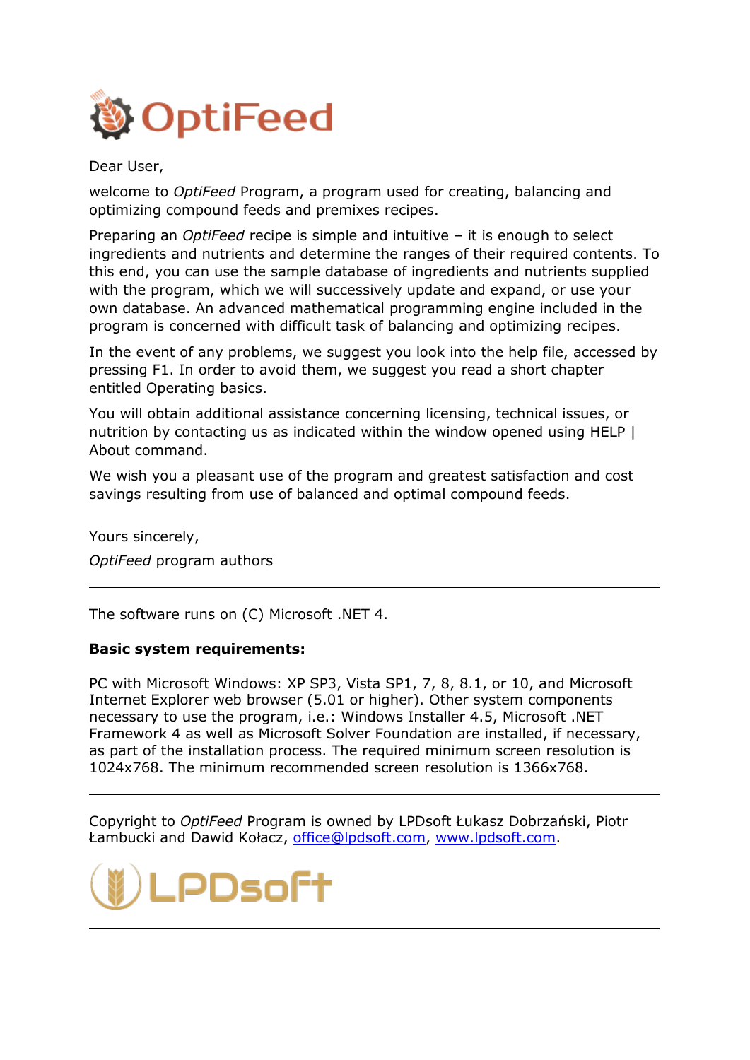# OptiFeed

Dear User,

welcome to *OptiFeed* Program, a program used for creating, balancing and optimizing compound feeds and premixes recipes.

Preparing an *OptiFeed* recipe is simple and intuitive – it is enough to select ingredients and nutrients and determine the ranges of their required contents. To this end, you can use the sample database of ingredients and nutrients supplied with the program, which we will successively update and expand, or use your own database. An advanced mathematical programming engine included in the program is concerned with difficult task of balancing and optimizing recipes.

In the event of any problems, we suggest you look into the help file, accessed by pressing F1. In order to avoid them, we suggest you read a short chapter entitled Operating basics.

You will obtain additional assistance concerning licensing, technical issues, or nutrition by contacting us as indicated within the window opened using HELP | About command.

We wish you a pleasant use of the program and greatest satisfaction and cost savings resulting from use of balanced and optimal compound feeds.

Yours sincerely,

*OptiFeed* program authors

---

The software runs on (C) Microsoft .NET 4.

**Basic system requirements:**

PC with Microsoft Windows: XP SP3, Vista SP1, 7, 8, 8.1, or 10, and Microsoft Internet Explorer web browser (5.01 or higher). Other system components necessary to use the program, i.e.: Windows Installer 4.5, Microsoft .NET Framework 4 as well as Microsoft Solver Foundation are installed, if necessary, as part of the installation process. The required minimum screen resolution is 1024x768. The minimum recommended screen resolution is 1366x768.

---

Copyright to *OptiFeed* Program is owned by LPDsoft Łukasz Dobrzański, Piotr Łambucki and Dawid Kołacz, office@lpdsoft.com, www.lpdsoft.com.

LPDsoft

---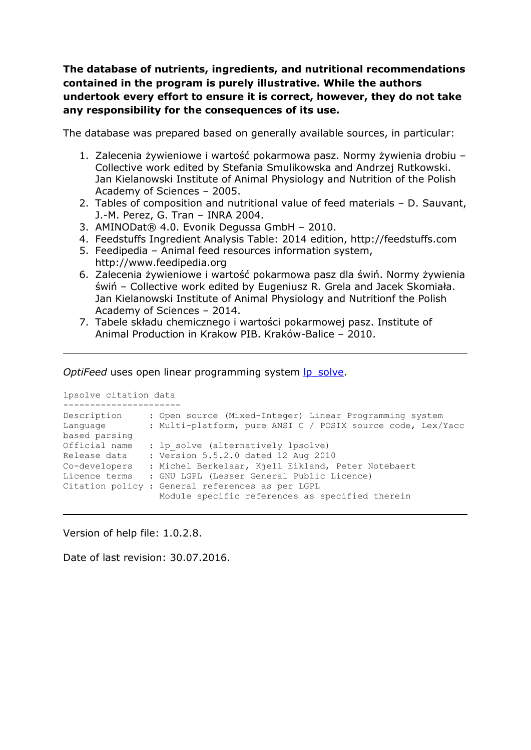**The database of nutrients, ingredients, and nutritional recommendations contained in the program is purely illustrative. While the authors undertook every effort to ensure it is correct, however, they do not take any responsibility for the consequences of its use.**

The database was prepared based on generally available sources, in particular:

1. Zalecenia żywieniowe i wartość pokarmowa pasz. Normy żywienia drobiu – Collective work edited by Stefania Smulikowska and Andrzej Rutkowski. Jan Kielanowski Institute of Animal Physiology and Nutrition of the Polish Academy of Sciences – 2005.
2. Tables of composition and nutritional value of feed materials – D. Sauvant, J.-M. Perez, G. Tran – INRA 2004.
3. AMINODat® 4.0. Evonik Degussa GmbH – 2010.
4. Feedstuffs Ingredient Analysis Table: 2014 edition, http://feedstuffs.com
5. Feedipedia – Animal feed resources information system, http://www.feedipedia.org
6. Zalecenia żywieniowe i wartość pokarmowa pasz dla świń. Normy żywienia świń – Collective work edited by Eugeniusz R. Grela and Jacek Skomiała. Jan Kielanowski Institute of Animal Physiology and Nutritionf the Polish Academy of Sciences – 2014.
7. Tabele składu chemicznego i wartości pokarmowej pasz. Institute of Animal Production in Krakow PIB. Kraków-Balice – 2010.

---

*OptiFeed* uses open linear programming system lp_solve.

```
lpsolve citation data
----------------------
Description     : Open source (Mixed-Integer) Linear Programming system
Language        : Multi-platform, pure ANSI C / POSIX source code, Lex/Yacc
based parsing
Official name   : lp_solve (alternatively lpsolve)
Release data    : Version 5.5.2.0 dated 12 Aug 2010
Co-developers   : Michel Berkelaar, Kjell Eikland, Peter Notebaert
Licence terms   : GNU LGPL (Lesser General Public Licence)
Citation policy : General references as per LGPL
                  Module specific references as specified therein
```

---

Version of help file: 1.0.2.8.

Date of last revision: 30.07.2016.